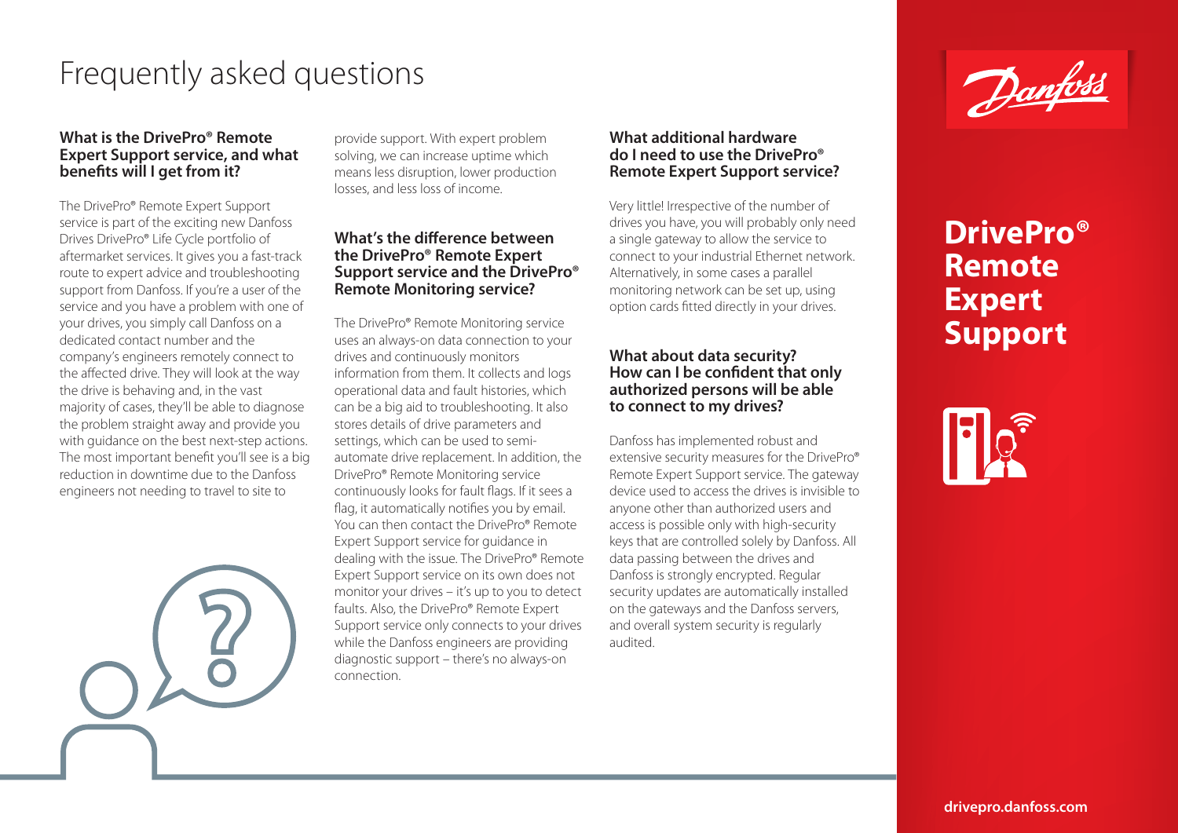# Frequently asked questions

### What is the DrivePro® Remote Expert Support service, and what benefits will I get from it?

The DrivePro® Remote Expert Support service is part of the exciting new Danfoss Drives DrivePro® Life Cycle portfolio of aftermarket services. It gives you a fast-track route to expert advice and troubleshooting support from Danfoss. If you're a user of the service and you have a problem with one of your drives, you simply call Danfoss on a dedicated contact number and the company's engineers remotely connect to the affected drive. They will look at the way the drive is behaving and, in the vast majority of cases, they'll be able to diagnose the problem straight away and provide you with guidance on the best next-step actions. The most important benefit you'll see is a big reduction in downtime due to the Danfoss engineers not needing to travel to site to provide support. With expert problem solving, we can increase uptime which means less disruption, lower production losses, and less loss of income.

### What's the difference between the DrivePro® Remote Expert Support service and the DrivePro® Remote Monitoring service?

The DrivePro® Remote Monitoring service uses an always-on data connection to your drives and continuously monitors information from them. It collects and logs operational data and fault histories, which can be a big aid to troubleshooting. It also stores details of drive parameters and settings, which can be used to semi-automate drive replacement. In addition, the DrivePro® Remote Monitoring service continuously looks for fault flags. If it sees a flag, it automatically notifies you by email. You can then contact the DrivePro® Remote Expert Support service for guidance in dealing with the issue. The DrivePro® Remote Expert Support service on its own does not monitor your drives – it's up to you to detect faults. Also, the DrivePro® Remote Expert Support service only connects to your drives while the Danfoss engineers are providing diagnostic support – there's no always-on connection.

### What additional hardware do I need to use the DrivePro® Remote Expert Support service?

Very little! Irrespective of the number of drives you have, you will probably only need a single gateway to allow the service to connect to your industrial Ethernet network. Alternatively, in some cases a parallel monitoring network can be set up, using option cards fitted directly in your drives.

### What about data security? How can I be confident that only authorized persons will be able to connect to my drives?

Danfoss has implemented robust and extensive security measures for the DrivePro® Remote Expert Support service. The gateway device used to access the drives is invisible to anyone other than authorized users and access is possible only with high-security keys that are controlled solely by Danfoss. All data passing between the drives and Danfoss is strongly encrypted. Regular security updates are automatically installed on the gateways and the Danfoss servers, and overall system security is regularly audited.

Danfoss

## DrivePro® Remote Expert Support

drivepro.danfoss.com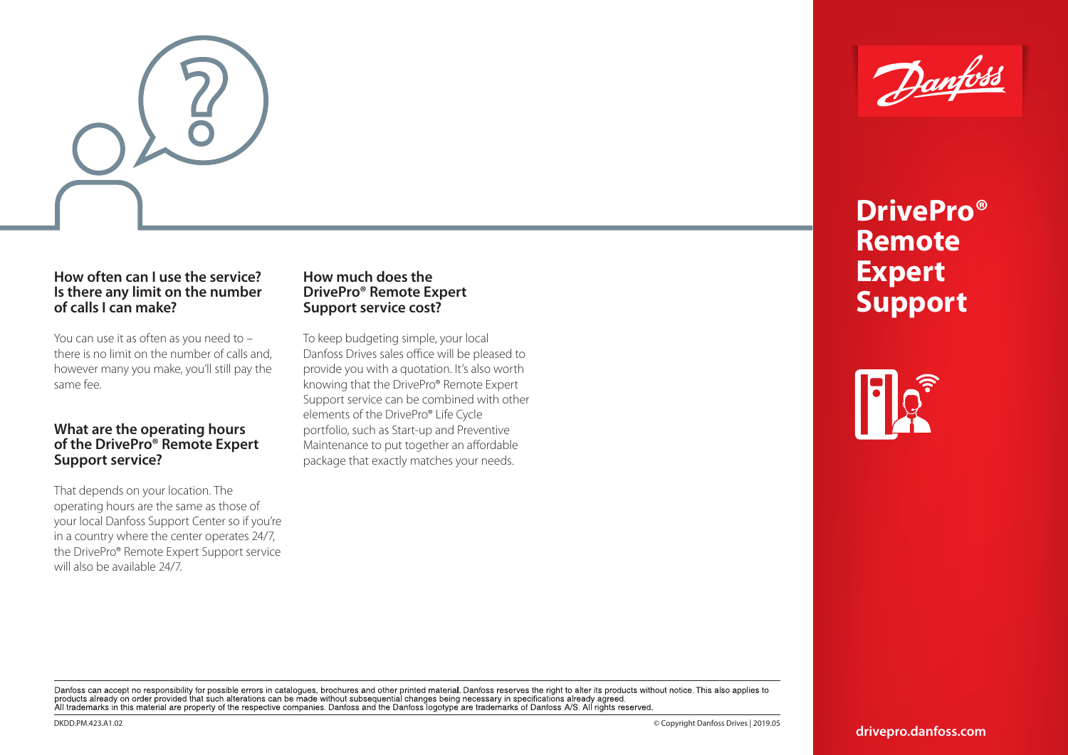### How often can I use the service? Is there any limit on the number of calls I can make?

You can use it as often as you need to – there is no limit on the number of calls and, however many you make, you'll still pay the same fee.

### What are the operating hours of the DrivePro® Remote Expert Support service?

That depends on your location. The operating hours are the same as those of your local Danfoss Support Center so if you're in a country where the center operates 24/7, the DrivePro® Remote Expert Support service will also be available 24/7.

### How much does the DrivePro® Remote Expert Support service cost?

To keep budgeting simple, your local Danfoss Drives sales office will be pleased to provide you with a quotation. It's also worth knowing that the DrivePro® Remote Expert Support service can be combined with other elements of the DrivePro® Life Cycle portfolio, such as Start-up and Preventive Maintenance to put together an affordable package that exactly matches your needs.

# DrivePro® Remote Expert Support

Danfoss can accept no responsibility for possible errors in catalogues, brochures and other printed material. Danfoss reserves the right to alter its products without notice. This also applies to products already on order provided that such alterations can be made without subsequential changes being necessary in specifications already agreed.
All trademarks in this material are property of the respective companies. Danfoss and the Danfoss logotype are trademarks of Danfoss A/S. All rights reserved.

DKDD.PM.423.A1.02

© Copyright Danfoss Drives | 2019.05

**drivepro.danfoss.com**